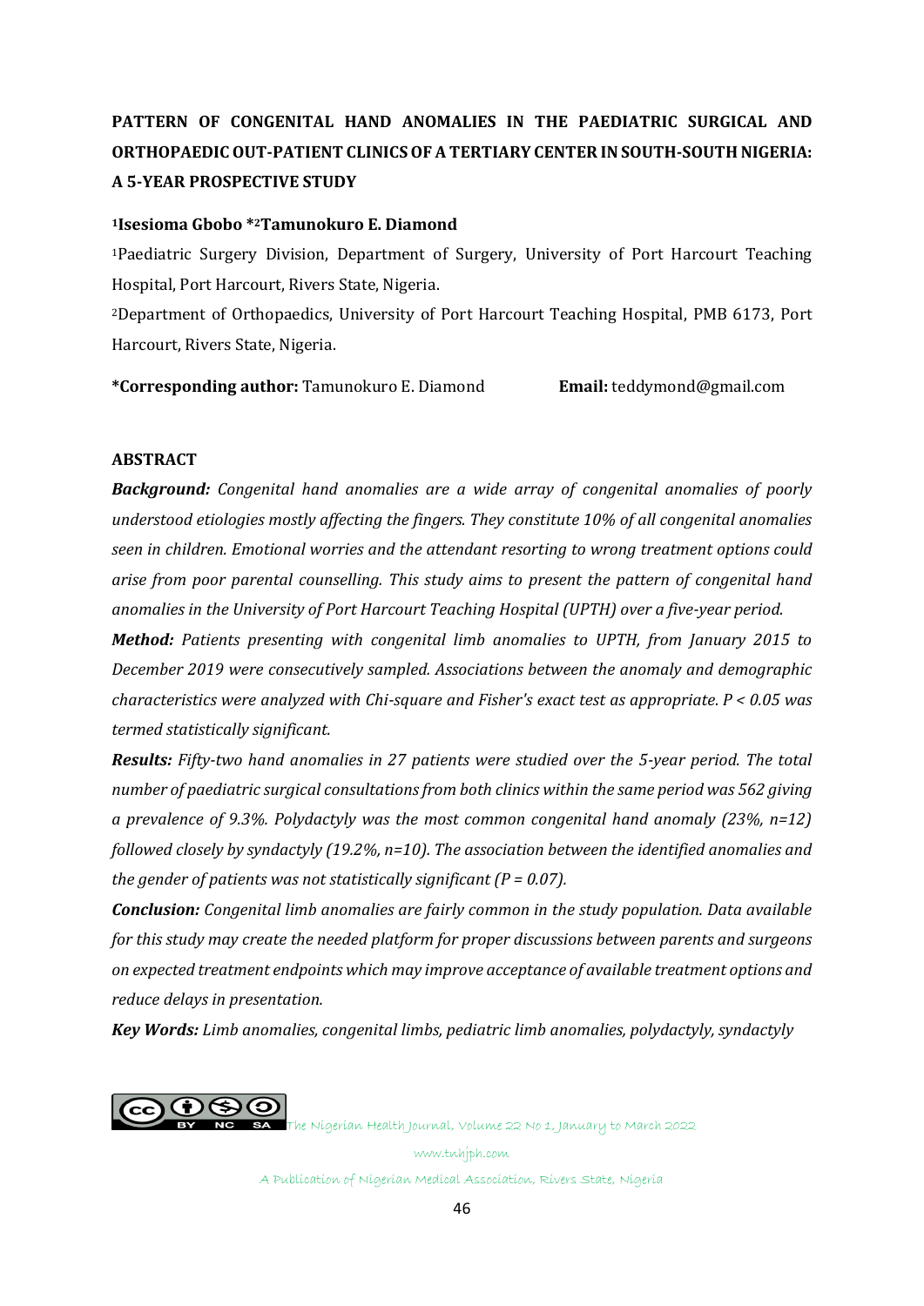# PATTERN OF CONGENITAL HAND ANOMALIES IN THE PAEDIATRIC SURGICAL AND ORTHOPAEDIC OUT-PATIENT CLINICS OF A TERTIARY CENTER IN SOUTH-SOUTH NIGERIA: A 5-YEAR PROSPECTIVE STUDY

**[1]Isesioma Gbobo *[2]Tamunokuro E. Diamond**

[1]Paediatric Surgery Division, Department of Surgery, University of Port Harcourt Teaching Hospital, Port Harcourt, Rivers State, Nigeria.

[2]Department of Orthopaedics, University of Port Harcourt Teaching Hospital, PMB 6173, Port Harcourt, Rivers State, Nigeria.

**\*Corresponding author:** Tamunokuro E. Diamond **Email:** teddymond@gmail.com

## ABSTRACT

***Background:*** *Congenital hand anomalies are a wide array of congenital anomalies of poorly understood etiologies mostly affecting the fingers. They constitute 10% of all congenital anomalies seen in children. Emotional worries and the attendant resorting to wrong treatment options could arise from poor parental counselling. This study aims to present the pattern of congenital hand anomalies in the University of Port Harcourt Teaching Hospital (UPTH) over a five-year period.*

***Method:*** *Patients presenting with congenital limb anomalies to UPTH, from January 2015 to December 2019 were consecutively sampled. Associations between the anomaly and demographic characteristics were analyzed with Chi-square and Fisher's exact test as appropriate. $P < 0.05$ was termed statistically significant.*

***Results:*** *Fifty-two hand anomalies in 27 patients were studied over the 5-year period. The total number of paediatric surgical consultations from both clinics within the same period was 562 giving a prevalence of 9.3%. Polydactyly was the most common congenital hand anomaly (23%, n=12) followed closely by syndactyly (19.2%, n=10). The association between the identified anomalies and the gender of patients was not statistically significant ($P = 0.07$).*

***Conclusion:*** *Congenital limb anomalies are fairly common in the study population. Data available for this study may create the needed platform for proper discussions between parents and surgeons on expected treatment endpoints which may improve acceptance of available treatment options and reduce delays in presentation.*

***Key Words:*** *Limb anomalies, congenital limbs, pediatric limb anomalies, polydactyly, syndactyly*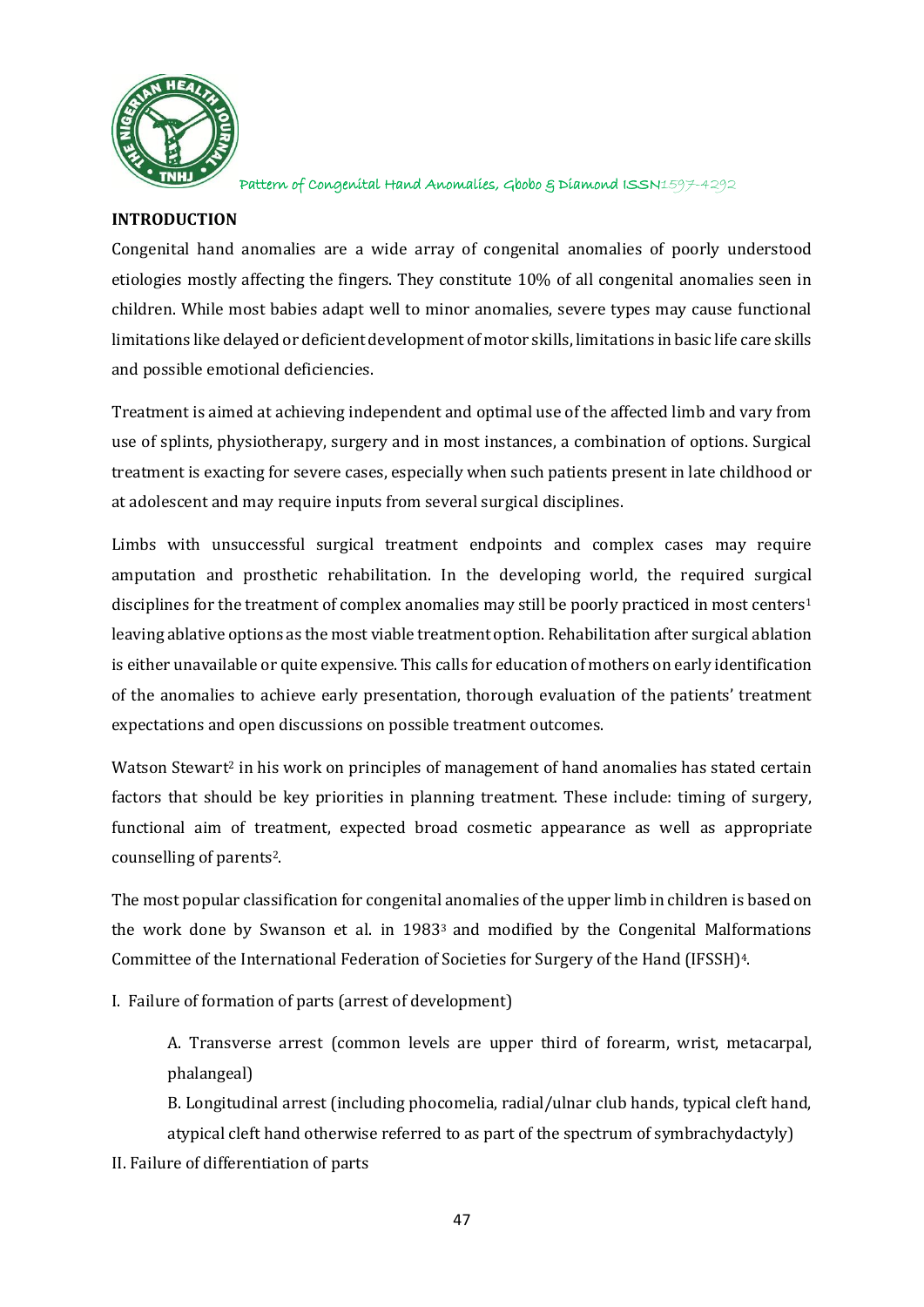## INTRODUCTION

Congenital hand anomalies are a wide array of congenital anomalies of poorly understood etiologies mostly affecting the fingers. They constitute 10% of all congenital anomalies seen in children. While most babies adapt well to minor anomalies, severe types may cause functional limitations like delayed or deficient development of motor skills, limitations in basic life care skills and possible emotional deficiencies.

Treatment is aimed at achieving independent and optimal use of the affected limb and vary from use of splints, physiotherapy, surgery and in most instances, a combination of options. Surgical treatment is exacting for severe cases, especially when such patients present in late childhood or at adolescent and may require inputs from several surgical disciplines.

Limbs with unsuccessful surgical treatment endpoints and complex cases may require amputation and prosthetic rehabilitation. In the developing world, the required surgical disciplines for the treatment of complex anomalies may still be poorly practiced in most centers[1] leaving ablative options as the most viable treatment option. Rehabilitation after surgical ablation is either unavailable or quite expensive. This calls for education of mothers on early identification of the anomalies to achieve early presentation, thorough evaluation of the patients' treatment expectations and open discussions on possible treatment outcomes.

Watson Stewart[2] in his work on principles of management of hand anomalies has stated certain factors that should be key priorities in planning treatment. These include: timing of surgery, functional aim of treatment, expected broad cosmetic appearance as well as appropriate counselling of parents[2].

The most popular classification for congenital anomalies of the upper limb in children is based on the work done by Swanson et al. in 1983[3] and modified by the Congenital Malformations Committee of the International Federation of Societies for Surgery of the Hand (IFSSH)[4].

I. Failure of formation of parts (arrest of development)

   A. Transverse arrest (common levels are upper third of forearm, wrist, metacarpal, phalangeal)

   B. Longitudinal arrest (including phocomelia, radial/ulnar club hands, typical cleft hand, atypical cleft hand otherwise referred to as part of the spectrum of symbrachydactyly)

II. Failure of differentiation of parts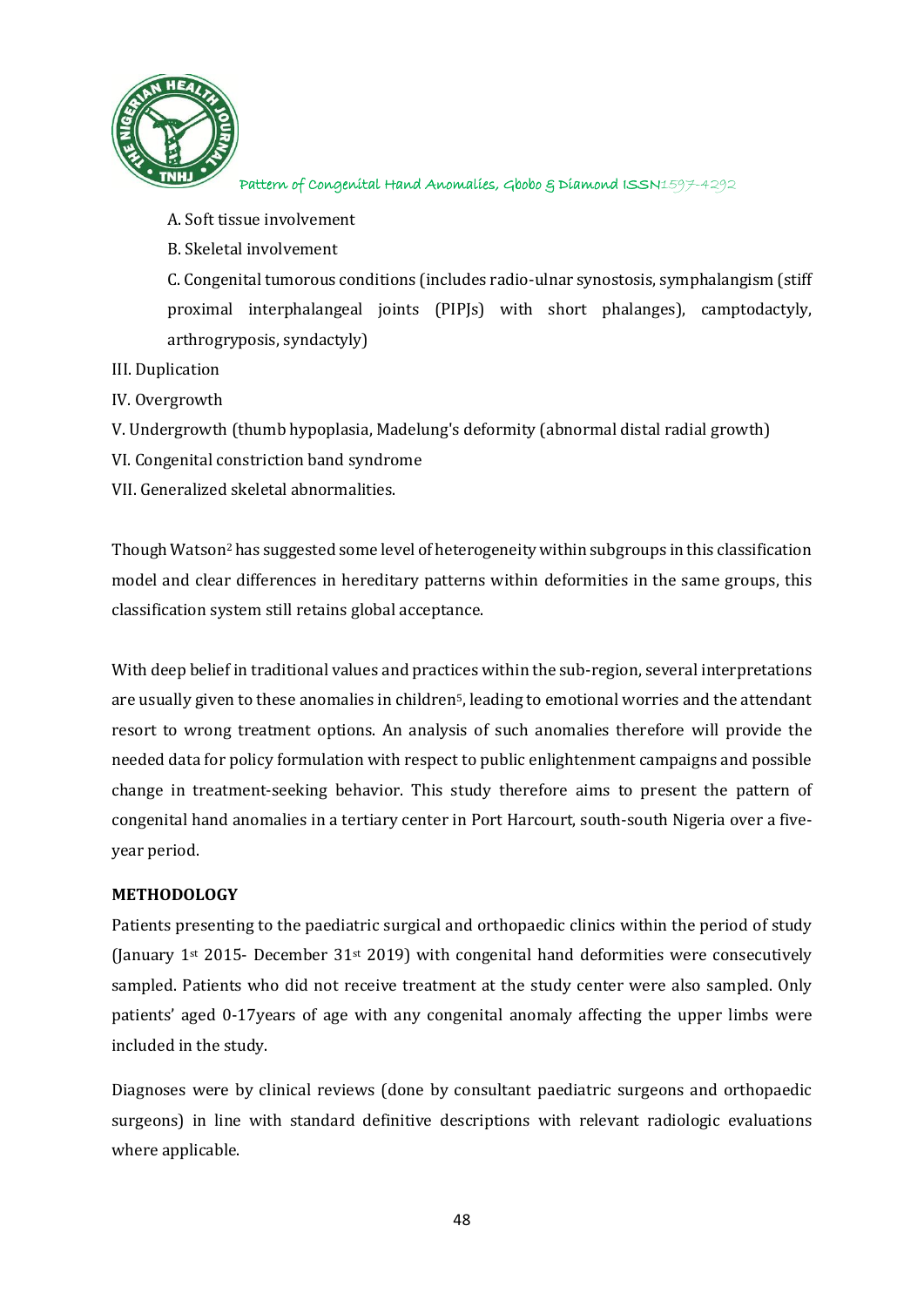A. Soft tissue involvement

B. Skeletal involvement

C. Congenital tumorous conditions (includes radio-ulnar synostosis, symphalangism (stiff proximal interphalangeal joints (PIPJs) with short phalanges), camptodactyly, arthrogryposis, syndactyly)

III. Duplication

IV. Overgrowth

V. Undergrowth (thumb hypoplasia, Madelung's deformity (abnormal distal radial growth)

VI. Congenital constriction band syndrome

VII. Generalized skeletal abnormalities.

Though Watson[2] has suggested some level of heterogeneity within subgroups in this classification model and clear differences in hereditary patterns within deformities in the same groups, this classification system still retains global acceptance.

With deep belief in traditional values and practices within the sub-region, several interpretations are usually given to these anomalies in children[5], leading to emotional worries and the attendant resort to wrong treatment options. An analysis of such anomalies therefore will provide the needed data for policy formulation with respect to public enlightenment campaigns and possible change in treatment-seeking behavior. This study therefore aims to present the pattern of congenital hand anomalies in a tertiary center in Port Harcourt, south-south Nigeria over a five-year period.

## METHODOLOGY

Patients presenting to the paediatric surgical and orthopaedic clinics within the period of study (January 1st 2015- December 31st 2019) with congenital hand deformities were consecutively sampled. Patients who did not receive treatment at the study center were also sampled. Only patients' aged 0-17years of age with any congenital anomaly affecting the upper limbs were included in the study.

Diagnoses were by clinical reviews (done by consultant paediatric surgeons and orthopaedic surgeons) in line with standard definitive descriptions with relevant radiologic evaluations where applicable.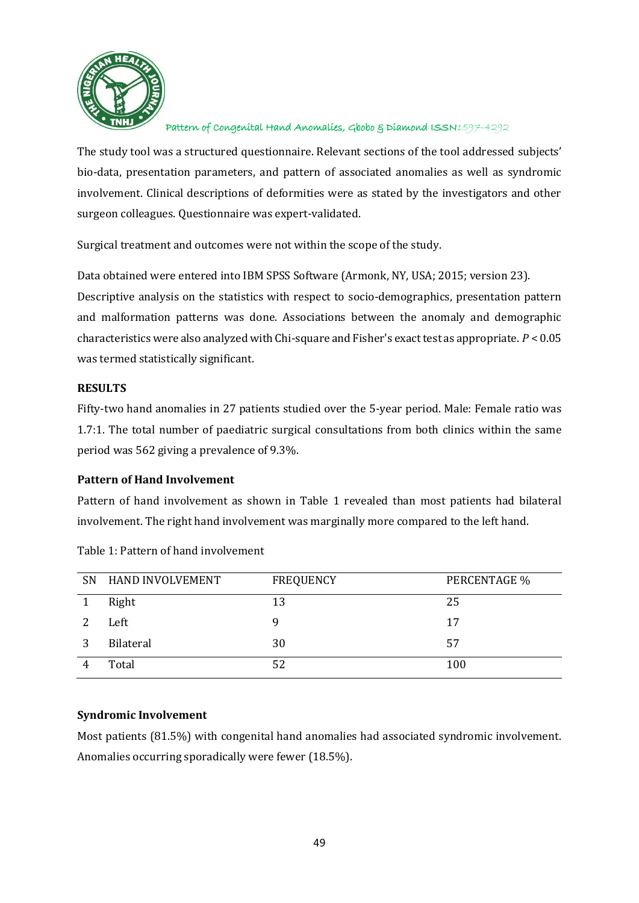The study tool was a structured questionnaire. Relevant sections of the tool addressed subjects' bio-data, presentation parameters, and pattern of associated anomalies as well as syndromic involvement. Clinical descriptions of deformities were as stated by the investigators and other surgeon colleagues. Questionnaire was expert-validated.

Surgical treatment and outcomes were not within the scope of the study.

Data obtained were entered into IBM SPSS Software (Armonk, NY, USA; 2015; version 23). Descriptive analysis on the statistics with respect to socio-demographics, presentation pattern and malformation patterns was done. Associations between the anomaly and demographic characteristics were also analyzed with Chi-square and Fisher's exact test as appropriate. $P < 0.05$ was termed statistically significant.

## RESULTS

Fifty-two hand anomalies in 27 patients studied over the 5-year period. Male: Female ratio was 1.7:1. The total number of paediatric surgical consultations from both clinics within the same period was 562 giving a prevalence of 9.3%.

### Pattern of Hand Involvement

Pattern of hand involvement as shown in Table 1 revealed than most patients had bilateral involvement. The right hand involvement was marginally more compared to the left hand.

Table 1: Pattern of hand involvement

| SN | HAND INVOLVEMENT | FREQUENCY | PERCENTAGE % |
|---|---|---|---|
| 1 | Right | 13 | 25 |
| 2 | Left | 9 | 17 |
| 3 | Bilateral | 30 | 57 |
| 4 | Total | 52 | 100 |

### Syndromic Involvement

Most patients (81.5%) with congenital hand anomalies had associated syndromic involvement. Anomalies occurring sporadically were fewer (18.5%).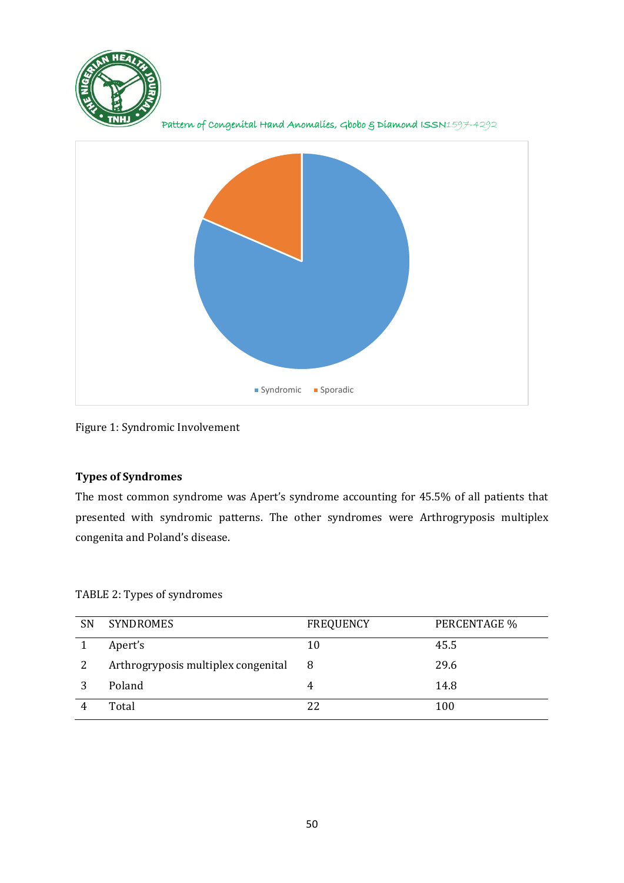Syndromic
Sporadic

Figure 1: Syndromic Involvement

**Types of Syndromes**

The most common syndrome was Apert's syndrome accounting for 45.5% of all patients that presented with syndromic patterns. The other syndromes were Arthrogryposis multiplex congenita and Poland's disease.

TABLE 2: Types of syndromes

| SN | SYNDROMES | FREQUENCY | PERCENTAGE % |
|---|---|---|---|
| 1 | Apert's | 10 | 45.5 |
| 2 | Arthrogryposis multiplex congenital | 8 | 29.6 |
| 3 | Poland | 4 | 14.8 |
| 4 | Total | 22 | 100 |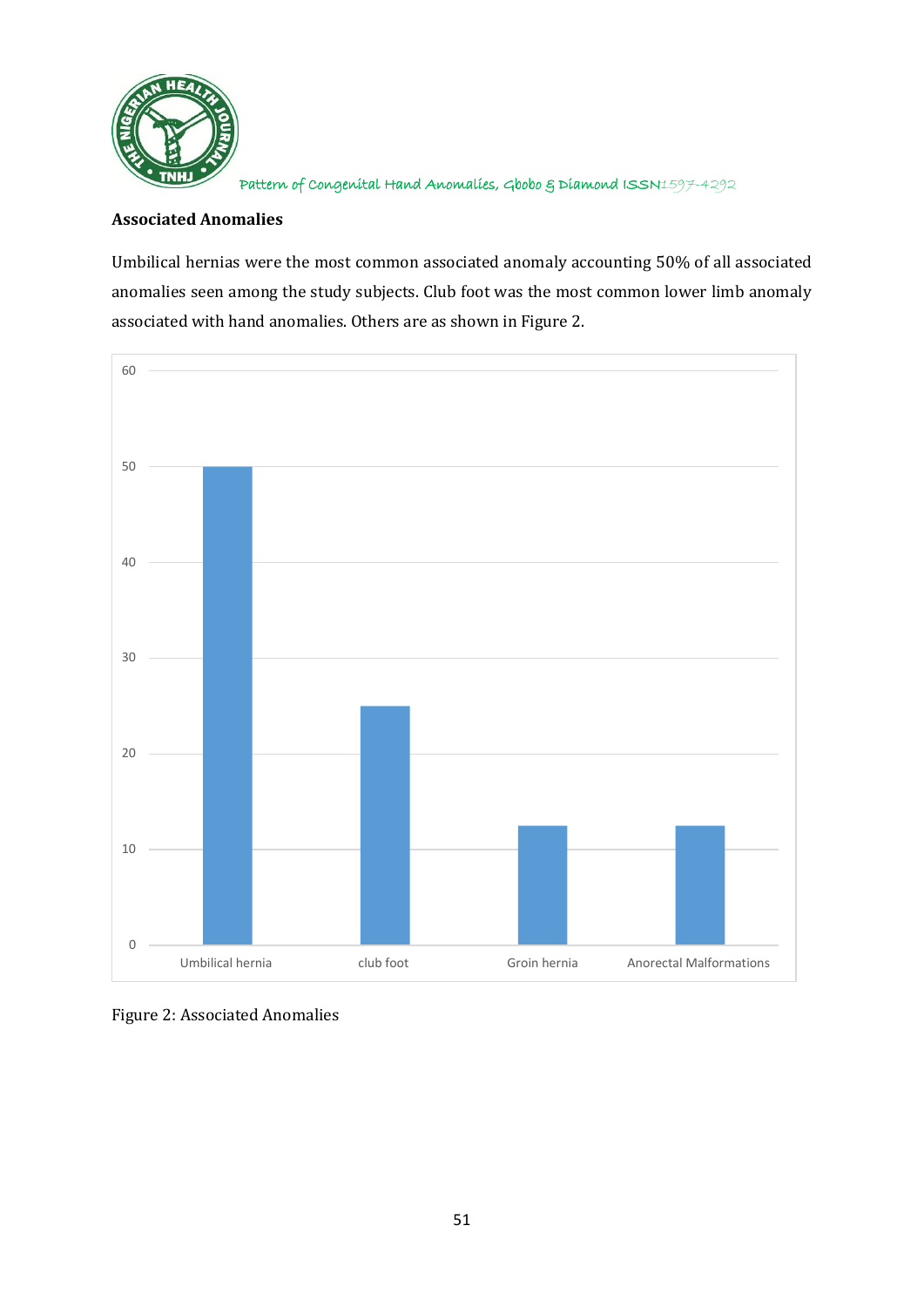### Associated Anomalies

Umbilical hernias were the most common associated anomaly accounting 50% of all associated anomalies seen among the study subjects. Club foot was the most common lower limb anomaly associated with hand anomalies. Others are as shown in Figure 2.

Figure 2: Associated Anomalies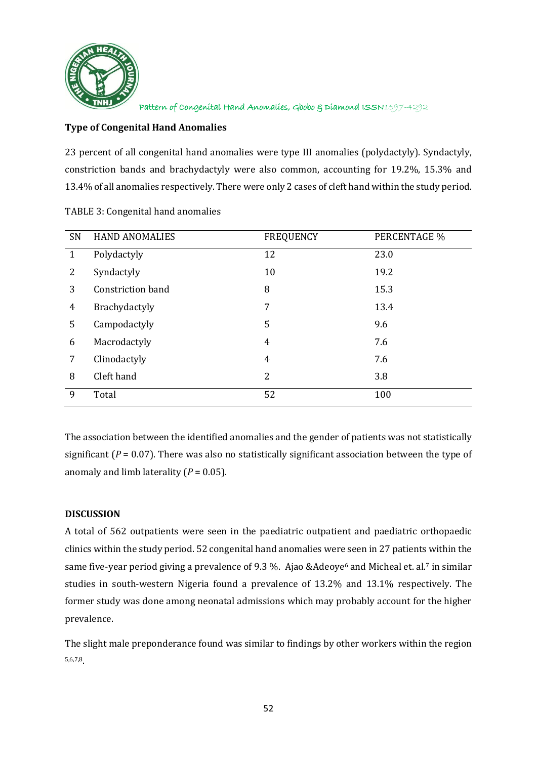**Type of Congenital Hand Anomalies**

23 percent of all congenital hand anomalies were type III anomalies (polydactyly). Syndactyly, constriction bands and brachydactyly were also common, accounting for 19.2%, 15.3% and 13.4% of all anomalies respectively. There were only 2 cases of cleft hand within the study period.

TABLE 3: Congenital hand anomalies

| SN | HAND ANOMALIES | FREQUENCY | PERCENTAGE % |
|---|---|---|---|
| 1 | Polydactyly | 12 | 23.0 |
| 2 | Syndactyly | 10 | 19.2 |
| 3 | Constriction band | 8 | 15.3 |
| 4 | Brachydactyly | 7 | 13.4 |
| 5 | Campodactyly | 5 | 9.6 |
| 6 | Macrodactyly | 4 | 7.6 |
| 7 | Clinodactyly | 4 | 7.6 |
| 8 | Cleft hand | 2 | 3.8 |
| 9 | Total | 52 | 100 |

The association between the identified anomalies and the gender of patients was not statistically significant ($P = 0.07$). There was also no statistically significant association between the type of anomaly and limb laterality ($P = 0.05$).

**DISCUSSION**

A total of 562 outpatients were seen in the paediatric outpatient and paediatric orthopaedic clinics within the study period. 52 congenital hand anomalies were seen in 27 patients within the same five-year period giving a prevalence of 9.3 %. Ajao &Adeoye[6] and Micheal et. al.[7] in similar studies in south-western Nigeria found a prevalence of 13.2% and 13.1% respectively. The former study was done among neonatal admissions which may probably account for the higher prevalence.

The slight male preponderance found was similar to findings by other workers within the region [5,6,7,8].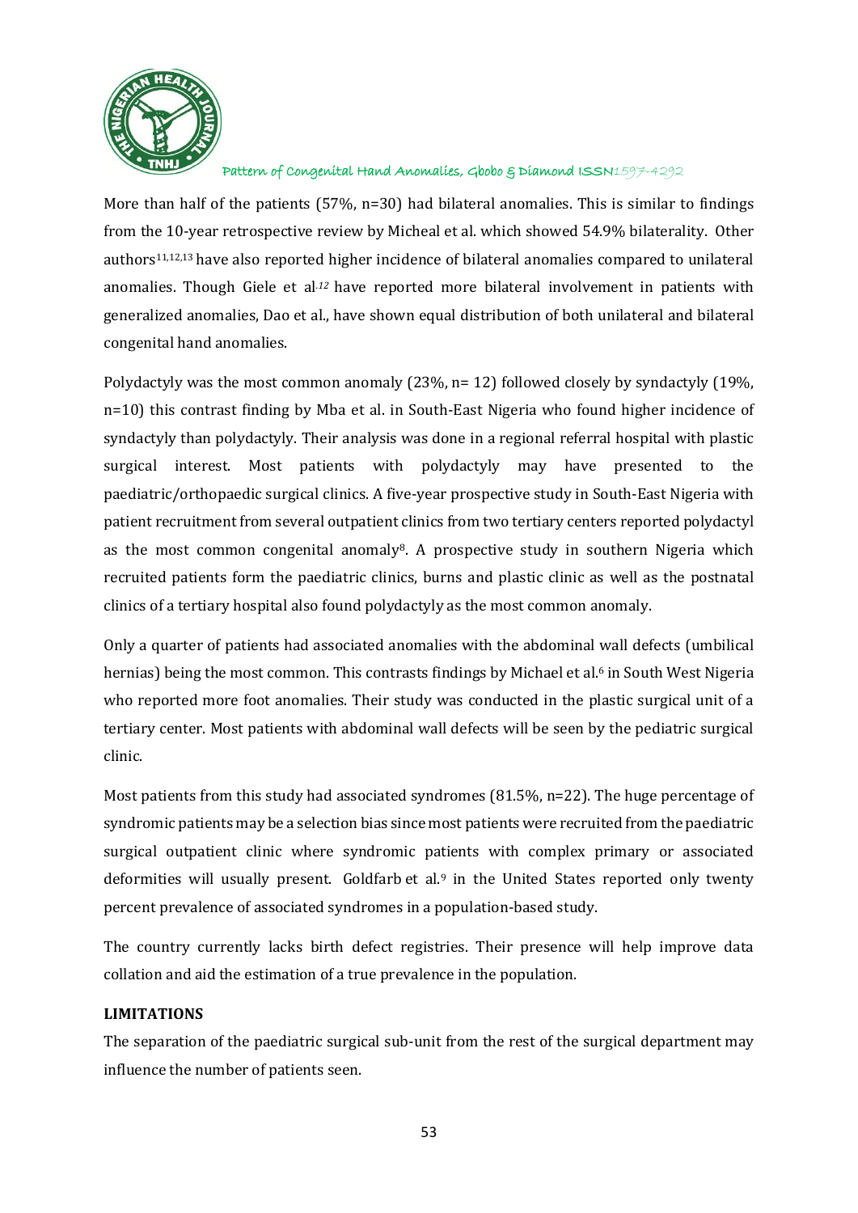More than half of the patients (57%, n=30) had bilateral anomalies. This is similar to findings from the 10-year retrospective review by Micheal et al. which showed 54.9% bilaterality. Other authors[11,12,13] have also reported higher incidence of bilateral anomalies compared to unilateral anomalies. Though Giele et al.[12] have reported more bilateral involvement in patients with generalized anomalies, Dao et al., have shown equal distribution of both unilateral and bilateral congenital hand anomalies.

Polydactyly was the most common anomaly (23%, n= 12) followed closely by syndactyly (19%, n=10) this contrast finding by Mba et al. in South-East Nigeria who found higher incidence of syndactyly than polydactyly. Their analysis was done in a regional referral hospital with plastic surgical interest. Most patients with polydactyly may have presented to the paediatric/orthopaedic surgical clinics. A five-year prospective study in South-East Nigeria with patient recruitment from several outpatient clinics from two tertiary centers reported polydactyl as the most common congenital anomaly[8]. A prospective study in southern Nigeria which recruited patients form the paediatric clinics, burns and plastic clinic as well as the postnatal clinics of a tertiary hospital also found polydactyly as the most common anomaly.

Only a quarter of patients had associated anomalies with the abdominal wall defects (umbilical hernias) being the most common. This contrasts findings by Michael et al.[6] in South West Nigeria who reported more foot anomalies. Their study was conducted in the plastic surgical unit of a tertiary center. Most patients with abdominal wall defects will be seen by the pediatric surgical clinic.

Most patients from this study had associated syndromes (81.5%, n=22). The huge percentage of syndromic patients may be a selection bias since most patients were recruited from the paediatric surgical outpatient clinic where syndromic patients with complex primary or associated deformities will usually present. Goldfarb et al.[9] in the United States reported only twenty percent prevalence of associated syndromes in a population-based study.

The country currently lacks birth defect registries. Their presence will help improve data collation and aid the estimation of a true prevalence in the population.

**LIMITATIONS**

The separation of the paediatric surgical sub-unit from the rest of the surgical department may influence the number of patients seen.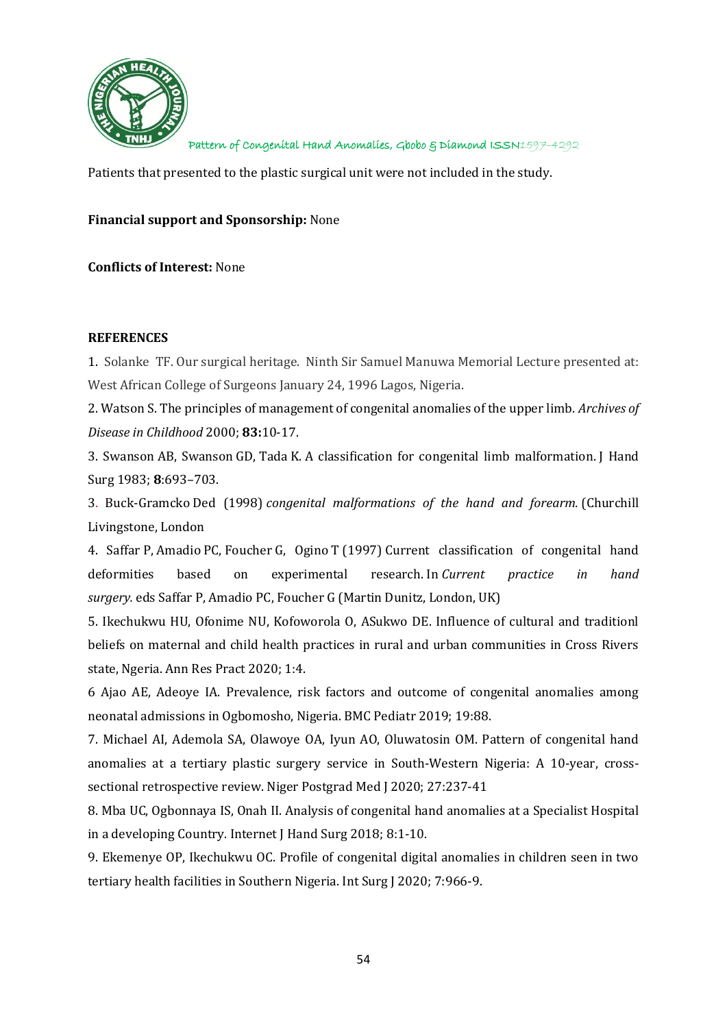Patients that presented to the plastic surgical unit were not included in the study.

**Financial support and Sponsorship:** None

**Conflicts of Interest:** None

**REFERENCES**

1. Solanke TF. Our surgical heritage. Ninth Sir Samuel Manuwa Memorial Lecture presented at: West African College of Surgeons January 24, 1996 Lagos, Nigeria.

2. Watson S. The principles of management of congenital anomalies of the upper limb. *Archives of Disease in Childhood* 2000; **83:**10-17.

3. Swanson AB, Swanson GD, Tada K. A classification for congenital limb malformation. J Hand Surg 1983; **8**:693–703.

3. Buck-Gramcko Ded (1998) *congenital malformations of the hand and forearm.* (Churchill Livingstone, London

4. Saffar P, Amadio PC, Foucher G, Ogino T (1997) Current classification of congenital hand deformities based on experimental research. In *Current practice in hand surgery.* eds Saffar P, Amadio PC, Foucher G (Martin Dunitz, London, UK)

5. Ikechukwu HU, Ofonime NU, Kofoworola O, ASukwo DE. Influence of cultural and traditionl beliefs on maternal and child health practices in rural and urban communities in Cross Rivers state, Ngeria. Ann Res Pract 2020; 1:4.

6 Ajao AE, Adeoye IA. Prevalence, risk factors and outcome of congenital anomalies among neonatal admissions in Ogbomosho, Nigeria. BMC Pediatr 2019; 19:88.

7. Michael AI, Ademola SA, Olawoye OA, Iyun AO, Oluwatosin OM. Pattern of congenital hand anomalies at a tertiary plastic surgery service in South-Western Nigeria: A 10-year, cross-sectional retrospective review. Niger Postgrad Med J 2020; 27:237-41

8. Mba UC, Ogbonnaya IS, Onah II. Analysis of congenital hand anomalies at a Specialist Hospital in a developing Country. Internet J Hand Surg 2018; 8:1-10.

9. Ekemenye OP, Ikechukwu OC. Profile of congenital digital anomalies in children seen in two tertiary health facilities in Southern Nigeria. Int Surg J 2020; 7:966-9.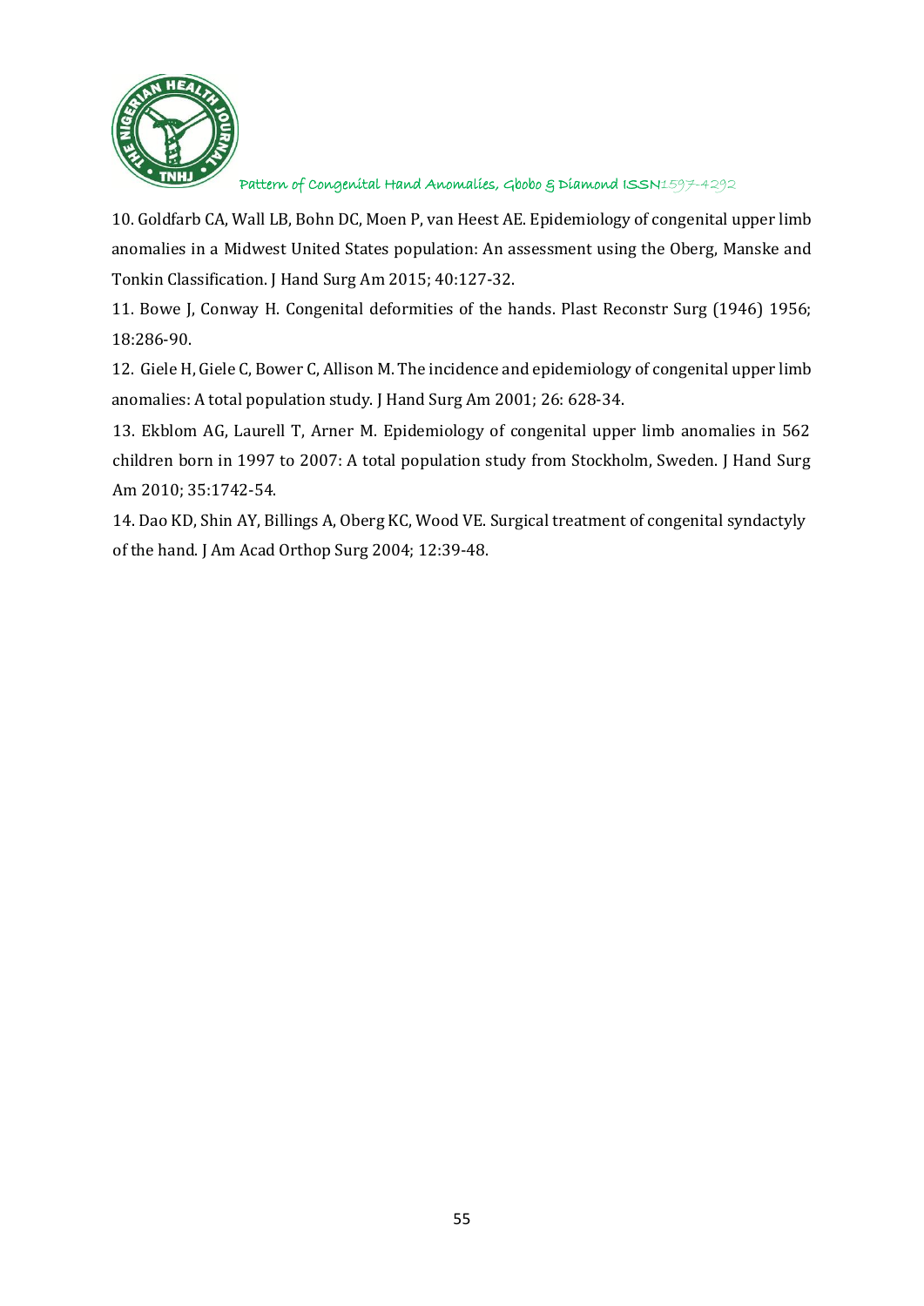10. Goldfarb CA, Wall LB, Bohn DC, Moen P, van Heest AE. Epidemiology of congenital upper limb anomalies in a Midwest United States population: An assessment using the Oberg, Manske and Tonkin Classification. J Hand Surg Am 2015; 40:127-32.

11. Bowe J, Conway H. Congenital deformities of the hands. Plast Reconstr Surg (1946) 1956; 18:286-90.

12. Giele H, Giele C, Bower C, Allison M. The incidence and epidemiology of congenital upper limb anomalies: A total population study. J Hand Surg Am 2001; 26: 628-34.

13. Ekblom AG, Laurell T, Arner M. Epidemiology of congenital upper limb anomalies in 562 children born in 1997 to 2007: A total population study from Stockholm, Sweden. J Hand Surg Am 2010; 35:1742-54.

14. Dao KD, Shin AY, Billings A, Oberg KC, Wood VE. Surgical treatment of congenital syndactyly of the hand. J Am Acad Orthop Surg 2004; 12:39-48.